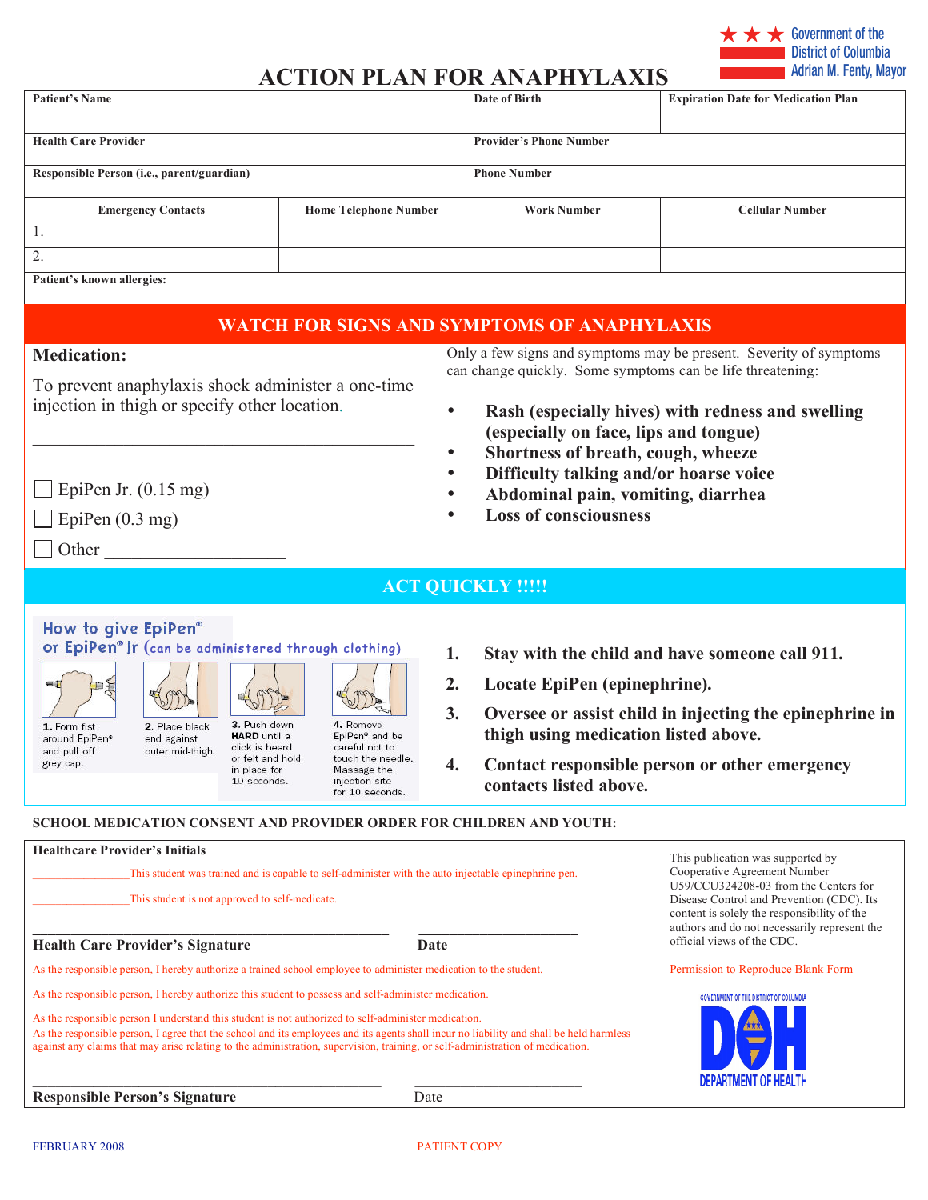Government of the District of Columbia
Adrian M. Fenty, Mayor

# ACTION PLAN FOR ANAPHYLAXIS

| Patient's Name | | Date of Birth | Expiration Date for Medication Plan |
|---|---|---|---|
| Health Care Provider | | Provider's Phone Number | |
| Responsible Person (i.e., parent/guardian) | | Phone Number | |
| Emergency Contacts | Home Telephone Number | Work Number | Cellular Number |
| 1. | | | |
| 2. | | | |
| Patient's known allergies: | | | |

## WATCH FOR SIGNS AND SYMPTOMS OF ANAPHYLAXIS

**Medication:**

To prevent anaphylaxis shock administer a one-time injection in thigh or specify other location.

______________________________________________

☐ EpiPen Jr. (0.15 mg)

☐ EpiPen (0.3 mg)

☐ Other ____________________

Only a few signs and symptoms may be present. Severity of symptoms can change quickly. Some symptoms can be life threatening:

- **Rash (especially hives) with redness and swelling (especially on face, lips and tongue)**
- **Shortness of breath, cough, wheeze**
- **Difficulty talking and/or hoarse voice**
- **Abdominal pain, vomiting, diarrhea**
- **Loss of consciousness**

## ACT QUICKLY !!!!!

**How to give EpiPen® or EpiPen® Jr (can be administered through clothing)**

1. Form fist around EpiPen® and pull off grey cap.
2. Place black end against outer mid-thigh.
3. Push down **HARD** until a click is heard or felt and hold in place for 10 seconds.
4. Remove EpiPen® and be careful not to touch the needle. Massage the injection site for 10 seconds.

1. **Stay with the child and have someone call 911.**
2. **Locate EpiPen (epinephrine).**
3. **Oversee or assist child in injecting the epinephrine in thigh using medication listed above.**
4. **Contact responsible person or other emergency contacts listed above.**

### SCHOOL MEDICATION CONSENT AND PROVIDER ORDER FOR CHILDREN AND YOUTH:

**Healthcare Provider's Initials**

________________This student was trained and is capable to self-administer with the auto injectable epinephrine pen.

________________This student is not approved to self-medicate.

______________________________________________ ______________________

**Health Care Provider's Signature** **Date**

As the responsible person, I hereby authorize a trained school employee to administer medication to the student.

As the responsible person, I hereby authorize this student to possess and self-administer medication.

As the responsible person I understand this student is not authorized to self-administer medication.

As the responsible person, I agree that the school and its employees and its agents shall incur no liability and shall be held harmless against any claims that may arise relating to the administration, supervision, training, or self-administration of medication.

______________________________________________ ______________________

**Responsible Person's Signature** Date

This publication was supported by Cooperative Agreement Number U59/CCU324208-03 from the Centers for Disease Control and Prevention (CDC). Its content is solely the responsibility of the authors and do not necessarily represent the official views of the CDC.

Permission to Reproduce Blank Form

GOVERNMENT OF THE DISTRICT OF COLUMBIA DOH DEPARTMENT OF HEALTH

FEBRUARY 2008 PATIENT COPY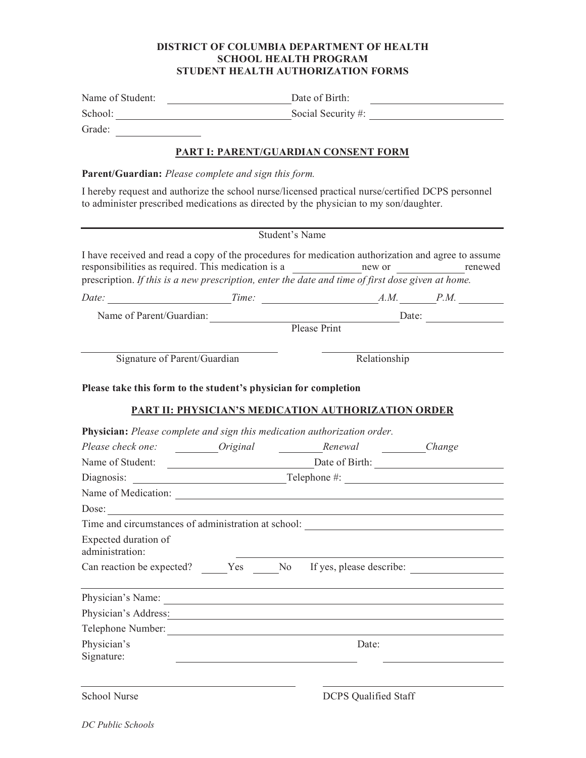**DISTRICT OF COLUMBIA DEPARTMENT OF HEALTH**
**SCHOOL HEALTH PROGRAM**
**STUDENT HEALTH AUTHORIZATION FORMS**

Name of Student: ______________________ Date of Birth: ______________________

School: ______________________________ Social Security #: ____________________

Grade: ______________

## PART I: PARENT/GUARDIAN CONSENT FORM

**Parent/Guardian:** *Please complete and sign this form.*

I hereby request and authorize the school nurse/licensed practical nurse/certified DCPS personnel to administer prescribed medications as directed by the physician to my son/daughter.

______________________________________________________________

Student's Name

I have received and read a copy of the procedures for medication authorization and agree to assume responsibilities as required. This medication is a ____________ new or ____________ renewed prescription. *If this is a new prescription, enter the date and time of first dose given at home.*

*Date:* ______________________ *Time:* ______________________ *A.M.* ______ *P.M.* ________

Name of Parent/Guardian: ________________________________ Date: ______________

Please Print

______________________________ ______________________________

Signature of Parent/Guardian Relationship

**Please take this form to the student's physician for completion**

## PART II: PHYSICIAN'S MEDICATION AUTHORIZATION ORDER

**Physician:** *Please complete and sign this medication authorization order.*

*Please check one:* ________ *Original* ________ *Renewal* ________ *Change*

Name of Student: ______________________ Date of Birth: ______________________

Diagnosis: ______________________ Telephone #: ______________________

Name of Medication: ______________________________________________

Dose: ______________________________________________

Time and circumstances of administration at school: ______________________________

Expected duration of administration: ______________________________

Can reaction be expected? _____ Yes _____ No If yes, please describe: ________________

______________________________________________________________

Physician's Name: ______________________________________________

Physician's Address: ______________________________________________

Telephone Number: ______________________________________________

Physician's Signature: ______________________________ Date: ______________

______________________________ ______________________________

School Nurse DCPS Qualified Staff

*DC Public Schools*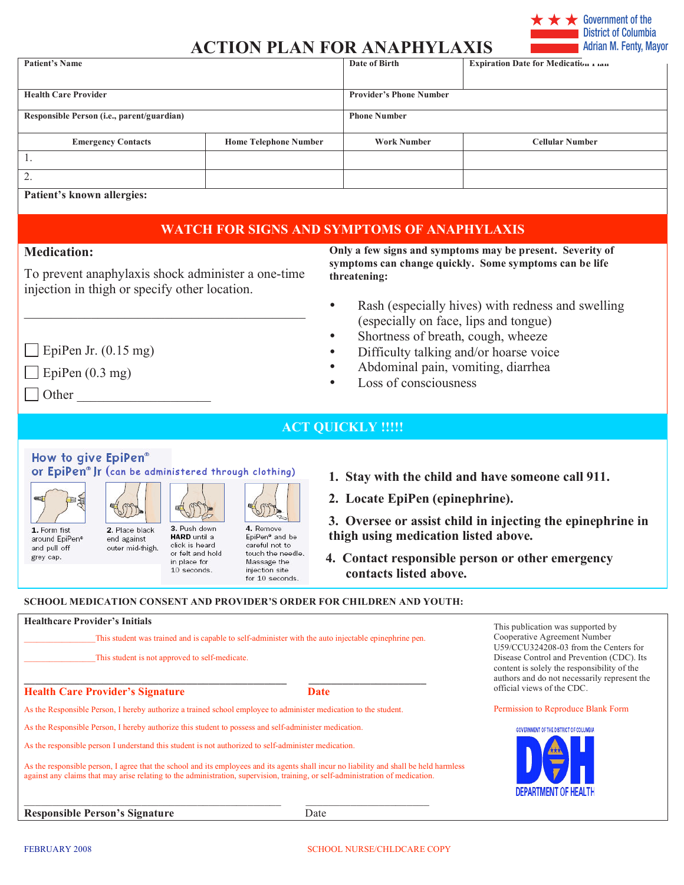Government of the District of Columbia
Adrian M. Fenty, Mayor

# ACTION PLAN FOR ANAPHYLAXIS

| Patient's Name | Date of Birth | Expiration Date for Medication Plan |
|---|---|---|
| | | |

| Health Care Provider | Provider's Phone Number |
|---|---|
| | |

| Responsible Person (i.e., parent/guardian) | Phone Number |
|---|---|
| | |

| Emergency Contacts | Home Telephone Number | Work Number | Cellular Number |
|---|---|---|---|
| 1. | | | |
| 2. | | | |

**Patient's known allergies:**

## WATCH FOR SIGNS AND SYMPTOMS OF ANAPHYLAXIS

**Medication:**

To prevent anaphylaxis shock administer a one-time injection in thigh or specify other location.

\_\_\_\_\_\_\_\_\_\_\_\_\_\_\_\_\_\_\_\_\_\_\_\_\_\_\_\_\_\_\_\_\_\_\_\_\_\_\_\_

☐ EpiPen Jr. (0.15 mg)

☐ EpiPen (0.3 mg)

☐ Other \_\_\_\_\_\_\_\_\_\_\_\_\_\_\_\_\_\_\_\_

**Only a few signs and symptoms may be present. Severity of symptoms can change quickly. Some symptoms can be life threatening:**

- Rash (especially hives) with redness and swelling (especially on face, lips and tongue)
- Shortness of breath, cough, wheeze
- Difficulty talking and/or hoarse voice
- Abdominal pain, vomiting, diarrhea
- Loss of consciousness

## ACT QUICKLY !!!!!

**How to give EpiPen® or EpiPen® Jr** (can be administered through clothing)

1. Form fist around EpiPen® and pull off grey cap.
2. Place black end against outer mid-thigh.
3. Push down **HARD** until a click is heard or felt and hold in place for 10 seconds.
4. Remove EpiPen® and be careful not to touch the needle. Massage the injection site for 10 seconds.

1. **Stay with the child and have someone call 911.**
2. **Locate EpiPen (epinephrine).**
3. **Oversee or assist child in injecting the epinephrine in thigh using medication listed above.**
4. **Contact responsible person or other emergency contacts listed above.**

**SCHOOL MEDICATION CONSENT AND PROVIDER'S ORDER FOR CHILDREN AND YOUTH:**

**Healthcare Provider's Initials**

\_\_\_\_\_\_\_\_\_\_\_\_\_\_\_\_This student was trained and is capable to self-administer with the auto injectable epinephrine pen.

\_\_\_\_\_\_\_\_\_\_\_\_\_\_\_\_This student is not approved to self-medicate.

\_\_\_\_\_\_\_\_\_\_\_\_\_\_\_\_\_\_\_\_\_\_\_\_\_\_\_\_\_\_\_\_\_\_\_\_\_\_\_\_ \_\_\_\_\_\_\_\_\_\_\_\_\_\_\_\_\_\_\_\_

**Health Care Provider's Signature** **Date**

As the Responsible Person, I hereby authorize a trained school employee to administer medication to the student.

As the Responsible Person, I hereby authorize this student to possess and self-administer medication.

As the responsible person I understand this student is not authorized to self-administer medication.

As the responsible person, I agree that the school and its employees and its agents shall incur no liability and shall be held harmless against any claims that may arise relating to the administration, supervision, training, or self-administration of medication.

\_\_\_\_\_\_\_\_\_\_\_\_\_\_\_\_\_\_\_\_\_\_\_\_\_\_\_\_\_\_\_\_\_\_\_\_\_\_\_\_ \_\_\_\_\_\_\_\_\_\_\_\_\_\_\_\_\_\_\_\_

**Responsible Person's Signature** Date

This publication was supported by Cooperative Agreement Number U59/CCU324208-03 from the Centers for Disease Control and Prevention (CDC). Its content is solely the responsibility of the authors and do not necessarily represent the official views of the CDC.

Permission to Reproduce Blank Form

GOVERNMENT OF THE DISTRICT OF COLUMBIA
DOH
DEPARTMENT OF HEALTH

FEBRUARY 2008

SCHOOL NURSE/CHLDCARE COPY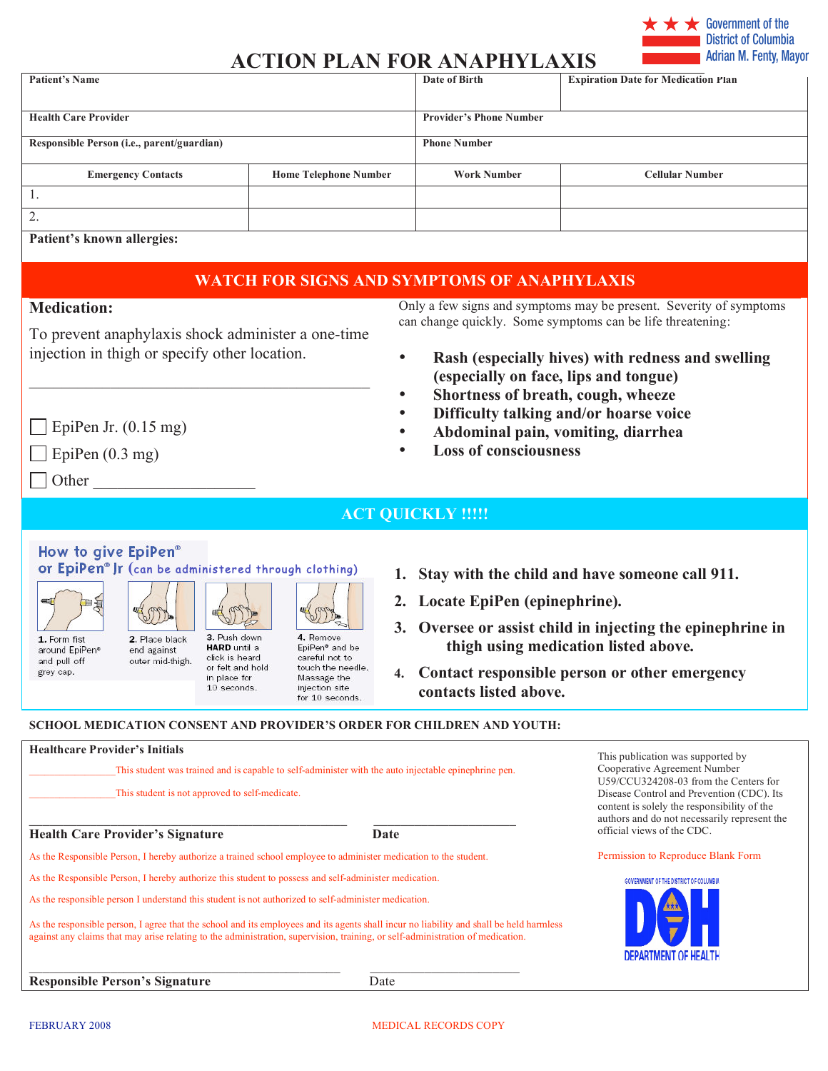Government of the District of Columbia
Adrian M. Fenty, Mayor

# ACTION PLAN FOR ANAPHYLAXIS

| | | | |
|---|---|---|---|
| **Patient's Name** | | **Date of Birth** | **Expiration Date for Medication Plan** |
| **Health Care Provider** | | **Provider's Phone Number** | |
| **Responsible Person (i.e., parent/guardian)** | | **Phone Number** | |
| **Emergency Contacts** | **Home Telephone Number** | **Work Number** | **Cellular Number** |
| 1. | | | |
| 2. | | | |

**Patient's known allergies:**

## WATCH FOR SIGNS AND SYMPTOMS OF ANAPHYLAXIS

**Medication:**

To prevent anaphylaxis shock administer a one-time injection in thigh or specify other location.

\_\_\_\_\_\_\_\_\_\_\_\_\_\_\_\_\_\_\_\_\_\_\_\_\_\_\_\_\_\_\_\_\_\_\_\_\_\_\_\_

☐ EpiPen Jr. (0.15 mg)

☐ EpiPen (0.3 mg)

☐ Other \_\_\_\_\_\_\_\_\_\_\_\_\_\_\_\_\_\_\_\_

Only a few signs and symptoms may be present. Severity of symptoms can change quickly. Some symptoms can be life threatening:

- **Rash (especially hives) with redness and swelling (especially on face, lips and tongue)**
- **Shortness of breath, cough, wheeze**
- **Difficulty talking and/or hoarse voice**
- **Abdominal pain, vomiting, diarrhea**
- **Loss of consciousness**

## ACT QUICKLY !!!!!

**How to give EpiPen® or EpiPen® Jr** (can be administered through clothing)

1. Form fist around EpiPen® and pull off grey cap.
2. Place black end against outer mid-thigh.
3. Push down **HARD** until a click is heard or felt and hold in place for 10 seconds.
4. Remove EpiPen® and be careful not to touch the needle. Massage the injection site for 10 seconds.

1. **Stay with the child and have someone call 911.**
2. **Locate EpiPen (epinephrine).**
3. **Oversee or assist child in injecting the epinephrine in thigh using medication listed above.**
4. **Contact responsible person or other emergency contacts listed above.**

**SCHOOL MEDICATION CONSENT AND PROVIDER'S ORDER FOR CHILDREN AND YOUTH:**

**Healthcare Provider's Initials**

\_\_\_\_\_\_\_\_\_\_\_\_\_\_\_\_This student was trained and is capable to self-administer with the auto injectable epinephrine pen.

\_\_\_\_\_\_\_\_\_\_\_\_\_\_\_\_This student is not approved to self-medicate.

\_\_\_\_\_\_\_\_\_\_\_\_\_\_\_\_\_\_\_\_\_\_\_\_\_\_\_\_\_\_\_\_\_\_\_\_\_\_\_\_ \_\_\_\_\_\_\_\_\_\_\_\_\_\_\_\_\_\_\_\_

**Health Care Provider's Signature** **Date**

As the Responsible Person, I hereby authorize a trained school employee to administer medication to the student.

As the Responsible Person, I hereby authorize this student to possess and self-administer medication.

As the responsible person I understand this student is not authorized to self-administer medication.

As the responsible person, I agree that the school and its employees and its agents shall incur no liability and shall be held harmless against any claims that may arise relating to the administration, supervision, training, or self-administration of medication.

\_\_\_\_\_\_\_\_\_\_\_\_\_\_\_\_\_\_\_\_\_\_\_\_\_\_\_\_\_\_\_\_\_\_\_\_\_\_\_\_ \_\_\_\_\_\_\_\_\_\_\_\_\_\_\_\_\_\_\_\_

**Responsible Person's Signature** Date

This publication was supported by Cooperative Agreement Number U59/CCU324208-03 from the Centers for Disease Control and Prevention (CDC). Its content is solely the responsibility of the authors and do not necessarily represent the official views of the CDC.

Permission to Reproduce Blank Form

GOVERNMENT OF THE DISTRICT OF COLUMBIA
DOH
DEPARTMENT OF HEALTH

FEBRUARY 2008

MEDICAL RECORDS COPY